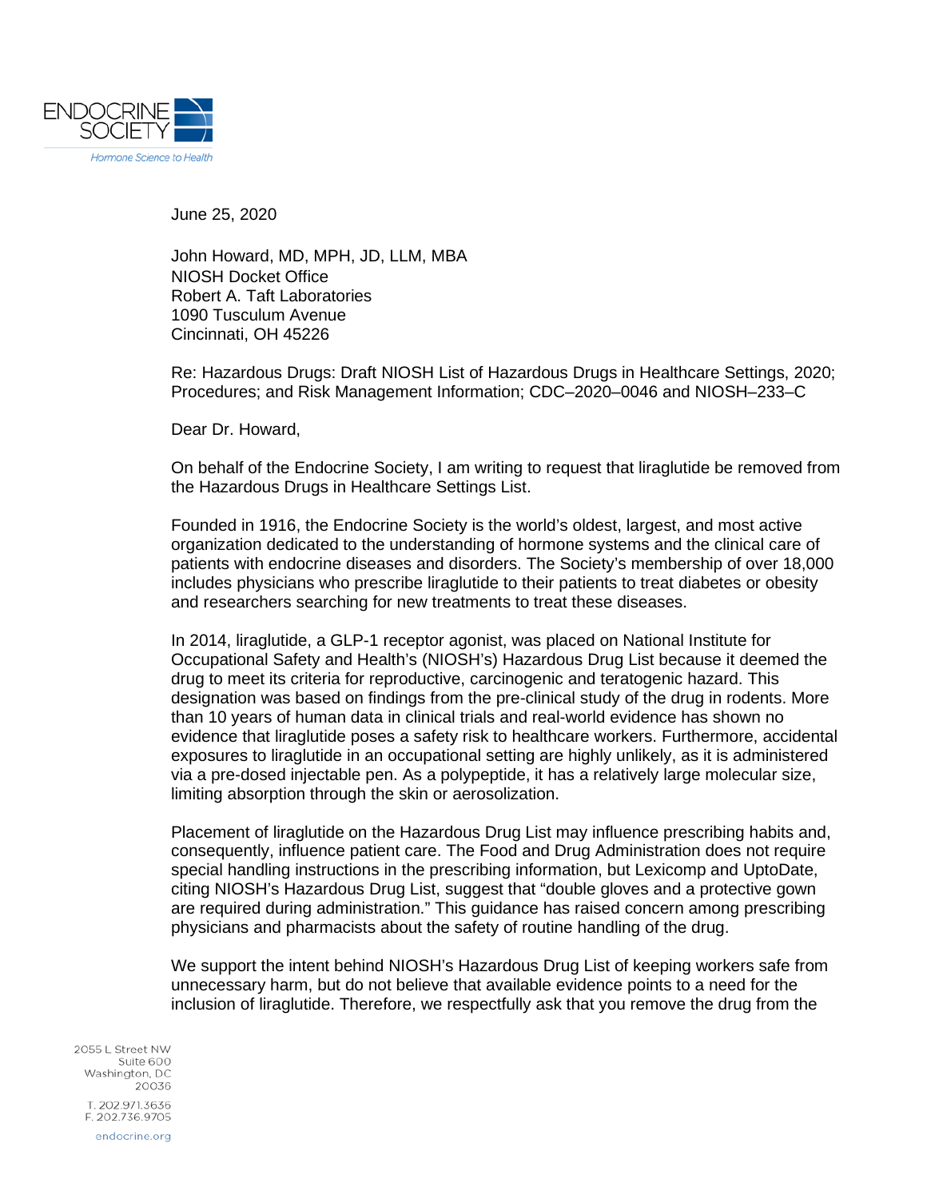ENDOCRINE SOCIETY

*Hormone Science to Health*

June 25, 2020

John Howard, MD, MPH, JD, LLM, MBA  
NIOSH Docket Office  
Robert A. Taft Laboratories  
1090 Tusculum Avenue  
Cincinnati, OH 45226

Re: Hazardous Drugs: Draft NIOSH List of Hazardous Drugs in Healthcare Settings, 2020; Procedures; and Risk Management Information; CDC–2020–0046 and NIOSH–233–C

Dear Dr. Howard,

On behalf of the Endocrine Society, I am writing to request that liraglutide be removed from the Hazardous Drugs in Healthcare Settings List.

Founded in 1916, the Endocrine Society is the world's oldest, largest, and most active organization dedicated to the understanding of hormone systems and the clinical care of patients with endocrine diseases and disorders. The Society's membership of over 18,000 includes physicians who prescribe liraglutide to their patients to treat diabetes or obesity and researchers searching for new treatments to treat these diseases.

In 2014, liraglutide, a GLP-1 receptor agonist, was placed on National Institute for Occupational Safety and Health's (NIOSH's) Hazardous Drug List because it deemed the drug to meet its criteria for reproductive, carcinogenic and teratogenic hazard. This designation was based on findings from the pre-clinical study of the drug in rodents. More than 10 years of human data in clinical trials and real-world evidence has shown no evidence that liraglutide poses a safety risk to healthcare workers. Furthermore, accidental exposures to liraglutide in an occupational setting are highly unlikely, as it is administered via a pre-dosed injectable pen. As a polypeptide, it has a relatively large molecular size, limiting absorption through the skin or aerosolization.

Placement of liraglutide on the Hazardous Drug List may influence prescribing habits and, consequently, influence patient care. The Food and Drug Administration does not require special handling instructions in the prescribing information, but Lexicomp and UptoDate, citing NIOSH's Hazardous Drug List, suggest that "double gloves and a protective gown are required during administration." This guidance has raised concern among prescribing physicians and pharmacists about the safety of routine handling of the drug.

We support the intent behind NIOSH's Hazardous Drug List of keeping workers safe from unnecessary harm, but do not believe that available evidence points to a need for the inclusion of liraglutide. Therefore, we respectfully ask that you remove the drug from the

2055 L Street NW  
Suite 600  
Washington, DC  
20036

T. 202.971.3636  
F. 202.736.9705

endocrine.org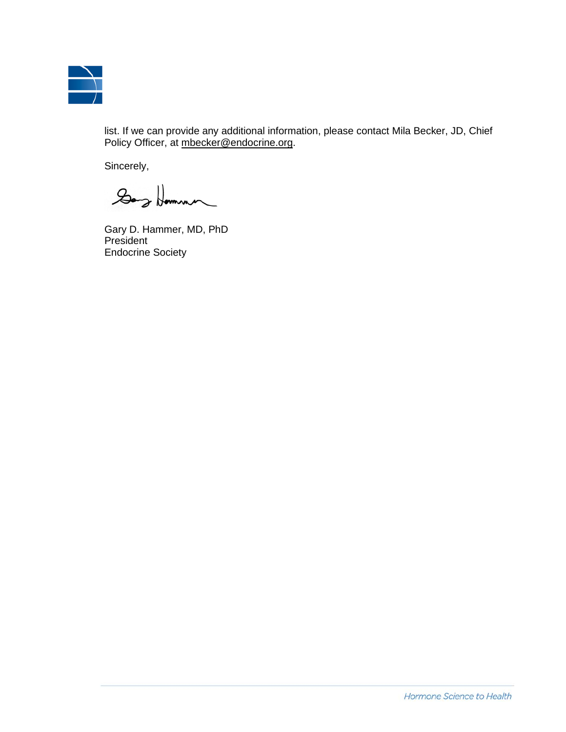list. If we can provide any additional information, please contact Mila Becker, JD, Chief Policy Officer, at mbecker@endocrine.org.

Sincerely,

Gary D. Hammer, MD, PhD
President
Endocrine Society